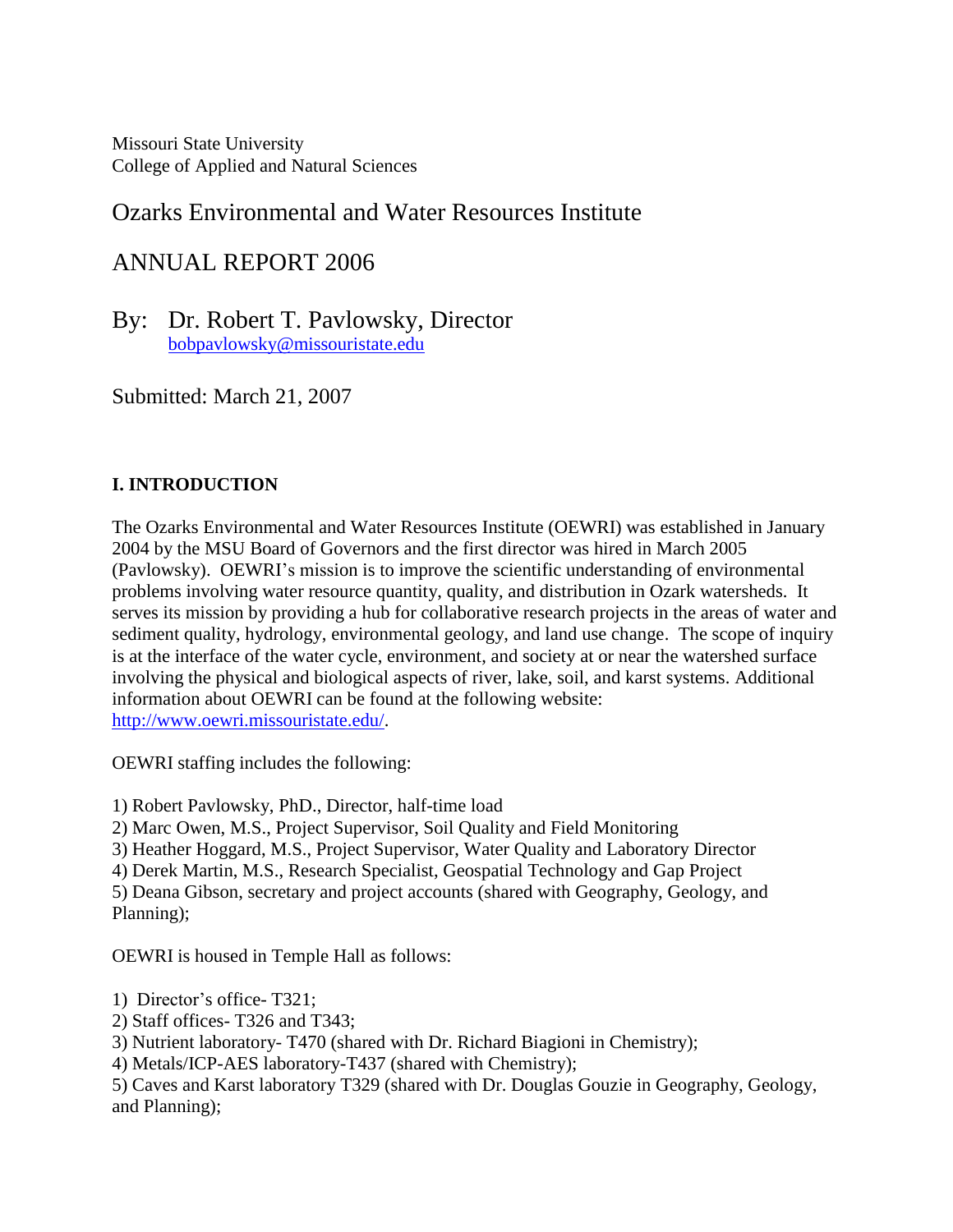Missouri State University
College of Applied and Natural Sciences

# Ozarks Environmental and Water Resources Institute

# ANNUAL REPORT 2006

By: Dr. Robert T. Pavlowsky, Director
bobpavlowsky@missouristate.edu

Submitted: March 21, 2007

## I. INTRODUCTION

The Ozarks Environmental and Water Resources Institute (OEWRI) was established in January 2004 by the MSU Board of Governors and the first director was hired in March 2005 (Pavlowsky). OEWRI's mission is to improve the scientific understanding of environmental problems involving water resource quantity, quality, and distribution in Ozark watersheds. It serves its mission by providing a hub for collaborative research projects in the areas of water and sediment quality, hydrology, environmental geology, and land use change. The scope of inquiry is at the interface of the water cycle, environment, and society at or near the watershed surface involving the physical and biological aspects of river, lake, soil, and karst systems. Additional information about OEWRI can be found at the following website: http://www.oewri.missouristate.edu/.

OEWRI staffing includes the following:

1) Robert Pavlowsky, PhD., Director, half-time load
2) Marc Owen, M.S., Project Supervisor, Soil Quality and Field Monitoring
3) Heather Hoggard, M.S., Project Supervisor, Water Quality and Laboratory Director
4) Derek Martin, M.S., Research Specialist, Geospatial Technology and Gap Project
5) Deana Gibson, secretary and project accounts (shared with Geography, Geology, and Planning);

OEWRI is housed in Temple Hall as follows:

1) Director's office- T321;
2) Staff offices- T326 and T343;
3) Nutrient laboratory- T470 (shared with Dr. Richard Biagioni in Chemistry);
4) Metals/ICP-AES laboratory-T437 (shared with Chemistry);
5) Caves and Karst laboratory T329 (shared with Dr. Douglas Gouzie in Geography, Geology, and Planning);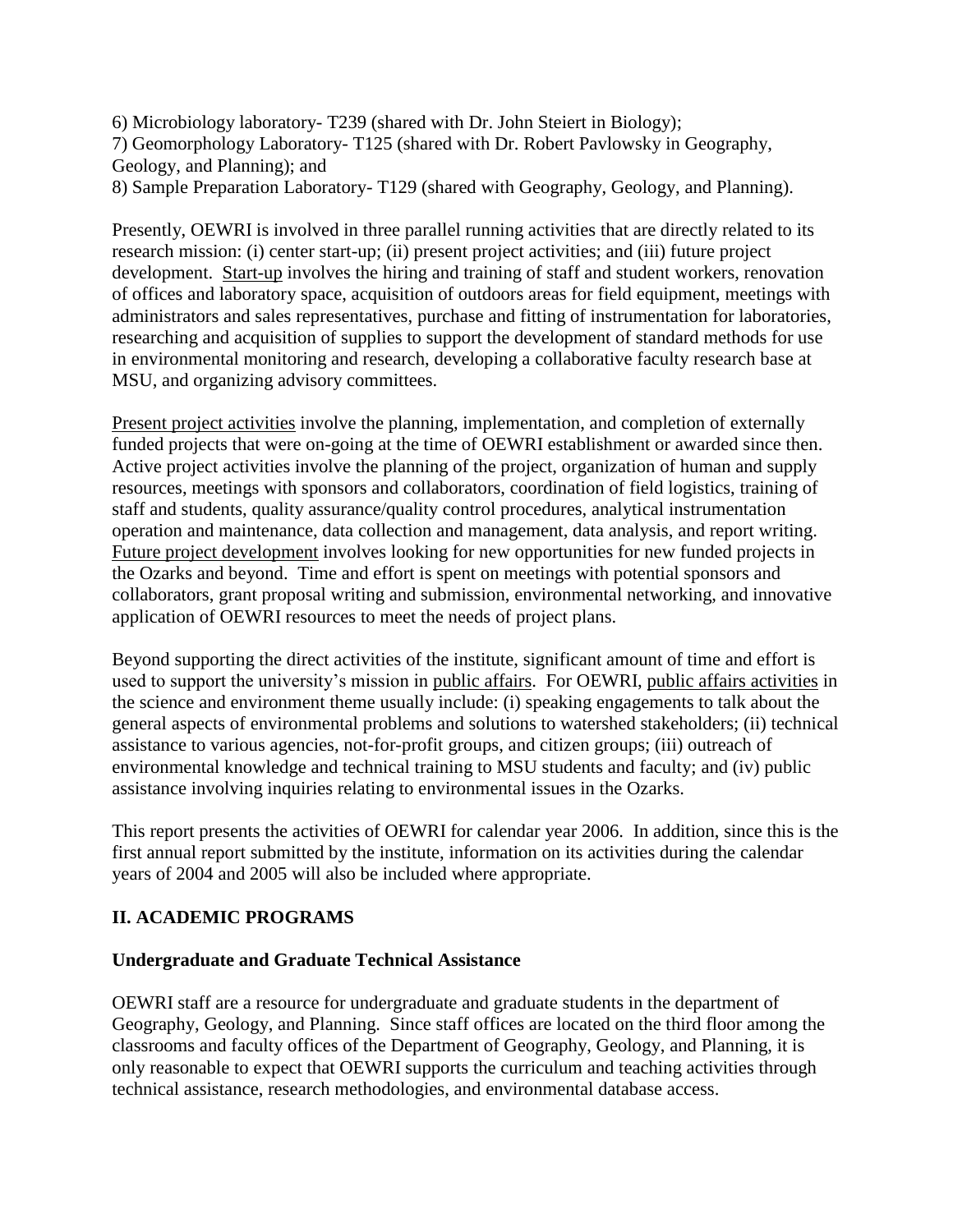6) Microbiology laboratory- T239 (shared with Dr. John Steiert in Biology);
7) Geomorphology Laboratory- T125 (shared with Dr. Robert Pavlowsky in Geography, Geology, and Planning); and
8) Sample Preparation Laboratory- T129 (shared with Geography, Geology, and Planning).

Presently, OEWRI is involved in three parallel running activities that are directly related to its research mission: (i) center start-up; (ii) present project activities; and (iii) future project development. Start-up involves the hiring and training of staff and student workers, renovation of offices and laboratory space, acquisition of outdoors areas for field equipment, meetings with administrators and sales representatives, purchase and fitting of instrumentation for laboratories, researching and acquisition of supplies to support the development of standard methods for use in environmental monitoring and research, developing a collaborative faculty research base at MSU, and organizing advisory committees.

Present project activities involve the planning, implementation, and completion of externally funded projects that were on-going at the time of OEWRI establishment or awarded since then. Active project activities involve the planning of the project, organization of human and supply resources, meetings with sponsors and collaborators, coordination of field logistics, training of staff and students, quality assurance/quality control procedures, analytical instrumentation operation and maintenance, data collection and management, data analysis, and report writing. Future project development involves looking for new opportunities for new funded projects in the Ozarks and beyond. Time and effort is spent on meetings with potential sponsors and collaborators, grant proposal writing and submission, environmental networking, and innovative application of OEWRI resources to meet the needs of project plans.

Beyond supporting the direct activities of the institute, significant amount of time and effort is used to support the university's mission in public affairs. For OEWRI, public affairs activities in the science and environment theme usually include: (i) speaking engagements to talk about the general aspects of environmental problems and solutions to watershed stakeholders; (ii) technical assistance to various agencies, not-for-profit groups, and citizen groups; (iii) outreach of environmental knowledge and technical training to MSU students and faculty; and (iv) public assistance involving inquiries relating to environmental issues in the Ozarks.

This report presents the activities of OEWRI for calendar year 2006. In addition, since this is the first annual report submitted by the institute, information on its activities during the calendar years of 2004 and 2005 will also be included where appropriate.

## II. ACADEMIC PROGRAMS

### Undergraduate and Graduate Technical Assistance

OEWRI staff are a resource for undergraduate and graduate students in the department of Geography, Geology, and Planning. Since staff offices are located on the third floor among the classrooms and faculty offices of the Department of Geography, Geology, and Planning, it is only reasonable to expect that OEWRI supports the curriculum and teaching activities through technical assistance, research methodologies, and environmental database access.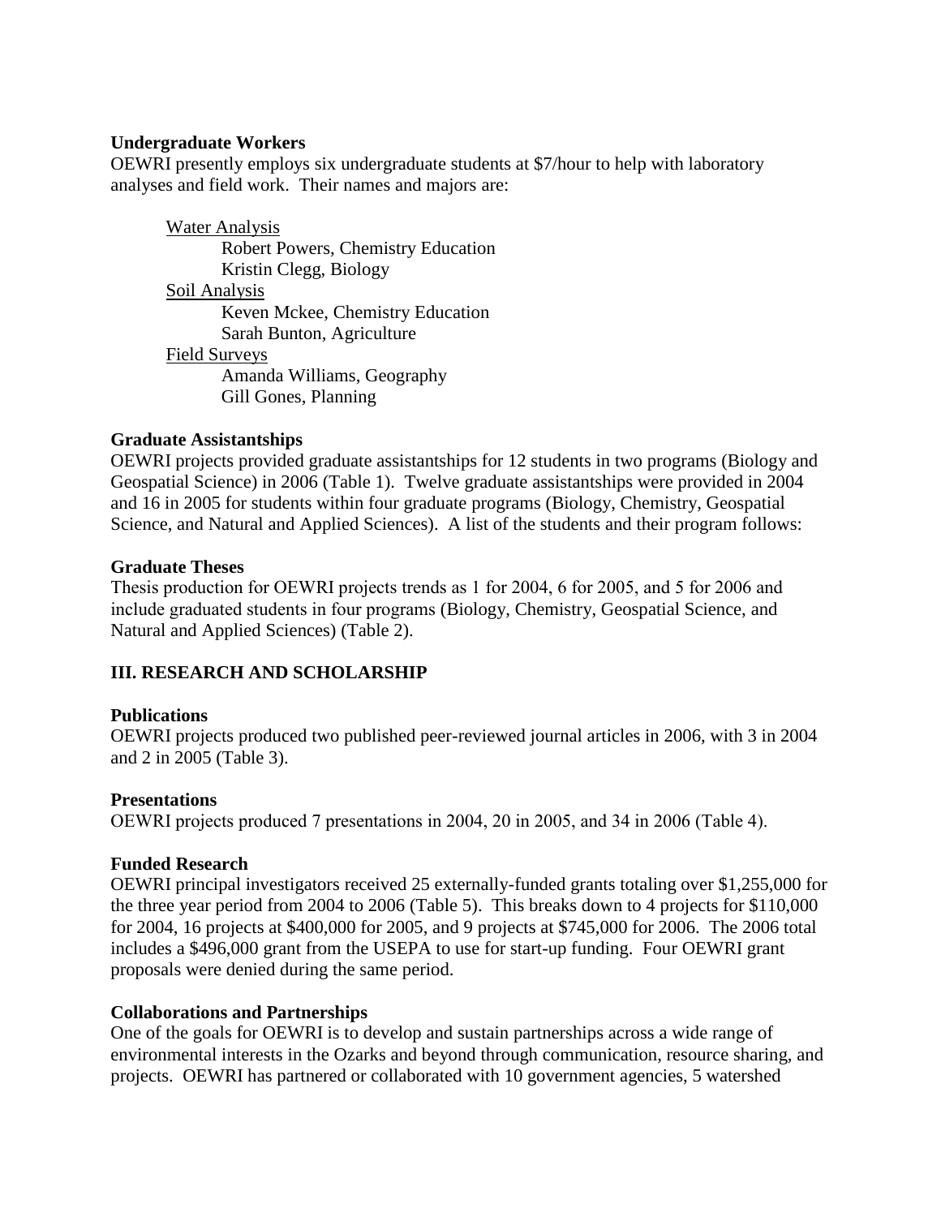**Undergraduate Workers**

OEWRI presently employs six undergraduate students at $7/hour to help with laboratory analyses and field work. Their names and majors are:

<u>Water Analysis</u>

- Robert Powers, Chemistry Education
- Kristin Clegg, Biology

<u>Soil Analysis</u>

- Keven Mckee, Chemistry Education
- Sarah Bunton, Agriculture

<u>Field Surveys</u>

- Amanda Williams, Geography
- Gill Gones, Planning

**Graduate Assistantships**

OEWRI projects provided graduate assistantships for 12 students in two programs (Biology and Geospatial Science) in 2006 (Table 1). Twelve graduate assistantships were provided in 2004 and 16 in 2005 for students within four graduate programs (Biology, Chemistry, Geospatial Science, and Natural and Applied Sciences). A list of the students and their program follows:

**Graduate Theses**

Thesis production for OEWRI projects trends as 1 for 2004, 6 for 2005, and 5 for 2006 and include graduated students in four programs (Biology, Chemistry, Geospatial Science, and Natural and Applied Sciences) (Table 2).

## III. RESEARCH AND SCHOLARSHIP

**Publications**

OEWRI projects produced two published peer-reviewed journal articles in 2006, with 3 in 2004 and 2 in 2005 (Table 3).

**Presentations**

OEWRI projects produced 7 presentations in 2004, 20 in 2005, and 34 in 2006 (Table 4).

**Funded Research**

OEWRI principal investigators received 25 externally-funded grants totaling over $1,255,000 for the three year period from 2004 to 2006 (Table 5). This breaks down to 4 projects for $110,000 for 2004, 16 projects at $400,000 for 2005, and 9 projects at $745,000 for 2006. The 2006 total includes a $496,000 grant from the USEPA to use for start-up funding. Four OEWRI grant proposals were denied during the same period.

**Collaborations and Partnerships**

One of the goals for OEWRI is to develop and sustain partnerships across a wide range of environmental interests in the Ozarks and beyond through communication, resource sharing, and projects. OEWRI has partnered or collaborated with 10 government agencies, 5 watershed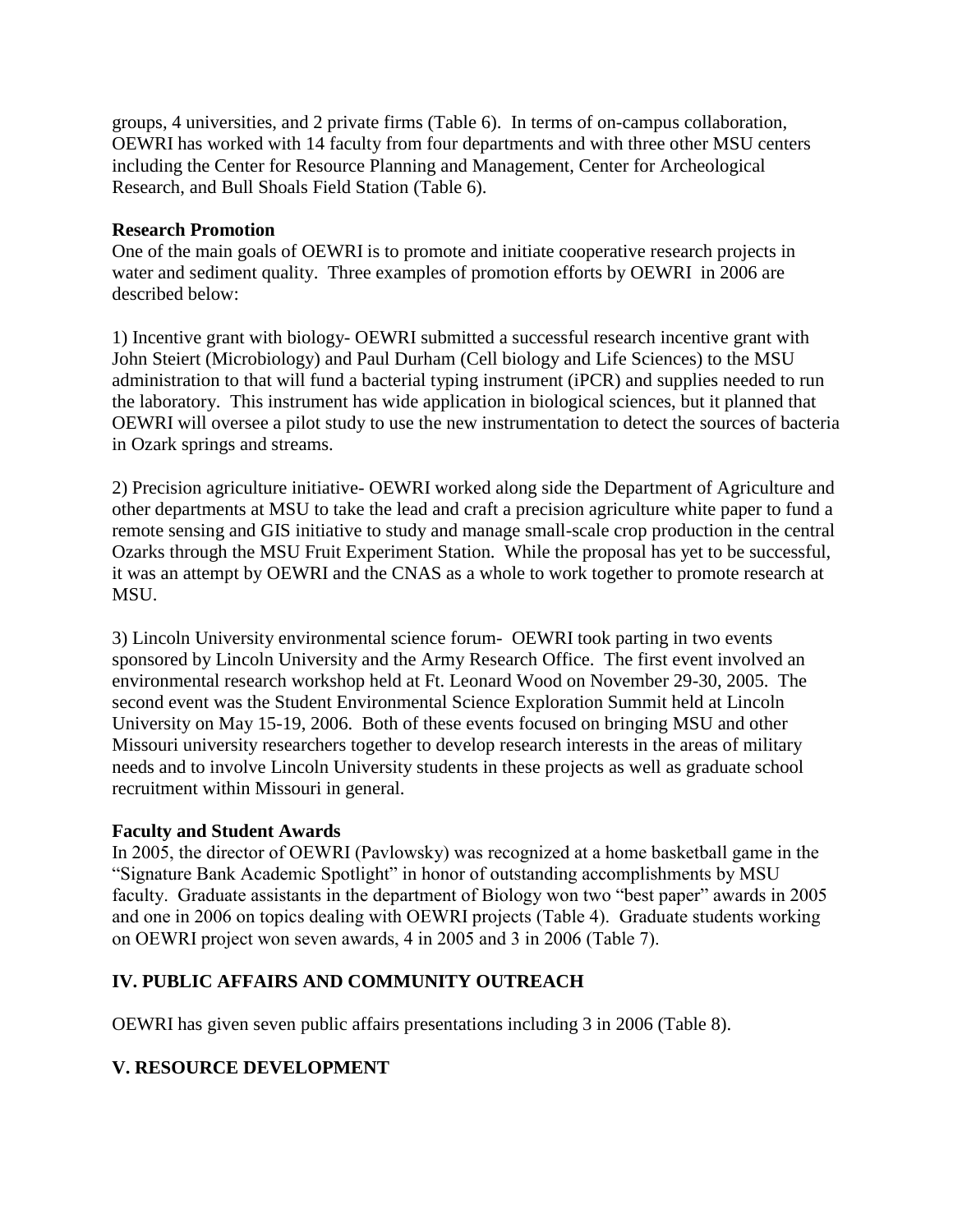groups, 4 universities, and 2 private firms (Table 6). In terms of on-campus collaboration, OEWRI has worked with 14 faculty from four departments and with three other MSU centers including the Center for Resource Planning and Management, Center for Archeological Research, and Bull Shoals Field Station (Table 6).

**Research Promotion**

One of the main goals of OEWRI is to promote and initiate cooperative research projects in water and sediment quality. Three examples of promotion efforts by OEWRI in 2006 are described below:

1) Incentive grant with biology- OEWRI submitted a successful research incentive grant with John Steiert (Microbiology) and Paul Durham (Cell biology and Life Sciences) to the MSU administration to that will fund a bacterial typing instrument (iPCR) and supplies needed to run the laboratory. This instrument has wide application in biological sciences, but it planned that OEWRI will oversee a pilot study to use the new instrumentation to detect the sources of bacteria in Ozark springs and streams.

2) Precision agriculture initiative- OEWRI worked along side the Department of Agriculture and other departments at MSU to take the lead and craft a precision agriculture white paper to fund a remote sensing and GIS initiative to study and manage small-scale crop production in the central Ozarks through the MSU Fruit Experiment Station. While the proposal has yet to be successful, it was an attempt by OEWRI and the CNAS as a whole to work together to promote research at MSU.

3) Lincoln University environmental science forum- OEWRI took parting in two events sponsored by Lincoln University and the Army Research Office. The first event involved an environmental research workshop held at Ft. Leonard Wood on November 29-30, 2005. The second event was the Student Environmental Science Exploration Summit held at Lincoln University on May 15-19, 2006. Both of these events focused on bringing MSU and other Missouri university researchers together to develop research interests in the areas of military needs and to involve Lincoln University students in these projects as well as graduate school recruitment within Missouri in general.

**Faculty and Student Awards**

In 2005, the director of OEWRI (Pavlowsky) was recognized at a home basketball game in the "Signature Bank Academic Spotlight" in honor of outstanding accomplishments by MSU faculty. Graduate assistants in the department of Biology won two "best paper" awards in 2005 and one in 2006 on topics dealing with OEWRI projects (Table 4). Graduate students working on OEWRI project won seven awards, 4 in 2005 and 3 in 2006 (Table 7).

## IV. PUBLIC AFFAIRS AND COMMUNITY OUTREACH

OEWRI has given seven public affairs presentations including 3 in 2006 (Table 8).

## V. RESOURCE DEVELOPMENT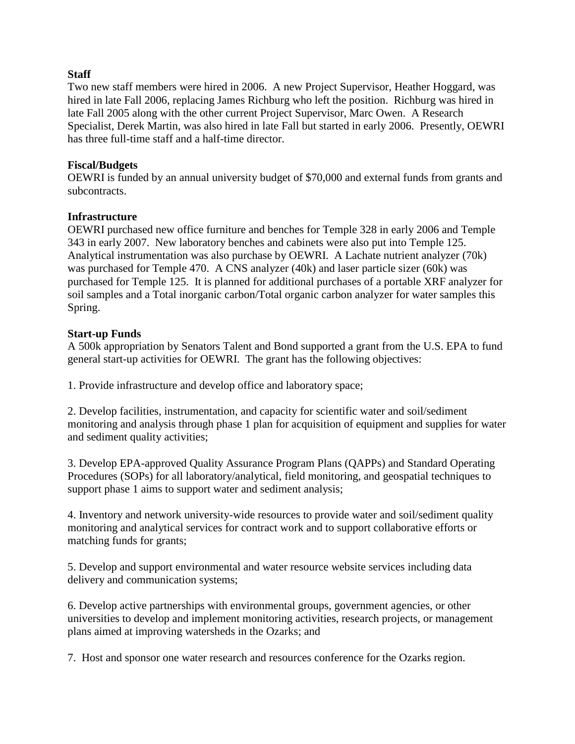**Staff**

Two new staff members were hired in 2006. A new Project Supervisor, Heather Hoggard, was hired in late Fall 2006, replacing James Richburg who left the position. Richburg was hired in late Fall 2005 along with the other current Project Supervisor, Marc Owen. A Research Specialist, Derek Martin, was also hired in late Fall but started in early 2006. Presently, OEWRI has three full-time staff and a half-time director.

**Fiscal/Budgets**

OEWRI is funded by an annual university budget of $70,000 and external funds from grants and subcontracts.

**Infrastructure**

OEWRI purchased new office furniture and benches for Temple 328 in early 2006 and Temple 343 in early 2007. New laboratory benches and cabinets were also put into Temple 125. Analytical instrumentation was also purchase by OEWRI. A Lachate nutrient analyzer (70k) was purchased for Temple 470. A CNS analyzer (40k) and laser particle sizer (60k) was purchased for Temple 125. It is planned for additional purchases of a portable XRF analyzer for soil samples and a Total inorganic carbon/Total organic carbon analyzer for water samples this Spring.

**Start-up Funds**

A 500k appropriation by Senators Talent and Bond supported a grant from the U.S. EPA to fund general start-up activities for OEWRI. The grant has the following objectives:

1. Provide infrastructure and develop office and laboratory space;

2. Develop facilities, instrumentation, and capacity for scientific water and soil/sediment monitoring and analysis through phase 1 plan for acquisition of equipment and supplies for water and sediment quality activities;

3. Develop EPA-approved Quality Assurance Program Plans (QAPPs) and Standard Operating Procedures (SOPs) for all laboratory/analytical, field monitoring, and geospatial techniques to support phase 1 aims to support water and sediment analysis;

4. Inventory and network university-wide resources to provide water and soil/sediment quality monitoring and analytical services for contract work and to support collaborative efforts or matching funds for grants;

5. Develop and support environmental and water resource website services including data delivery and communication systems;

6. Develop active partnerships with environmental groups, government agencies, or other universities to develop and implement monitoring activities, research projects, or management plans aimed at improving watersheds in the Ozarks; and

7. Host and sponsor one water research and resources conference for the Ozarks region.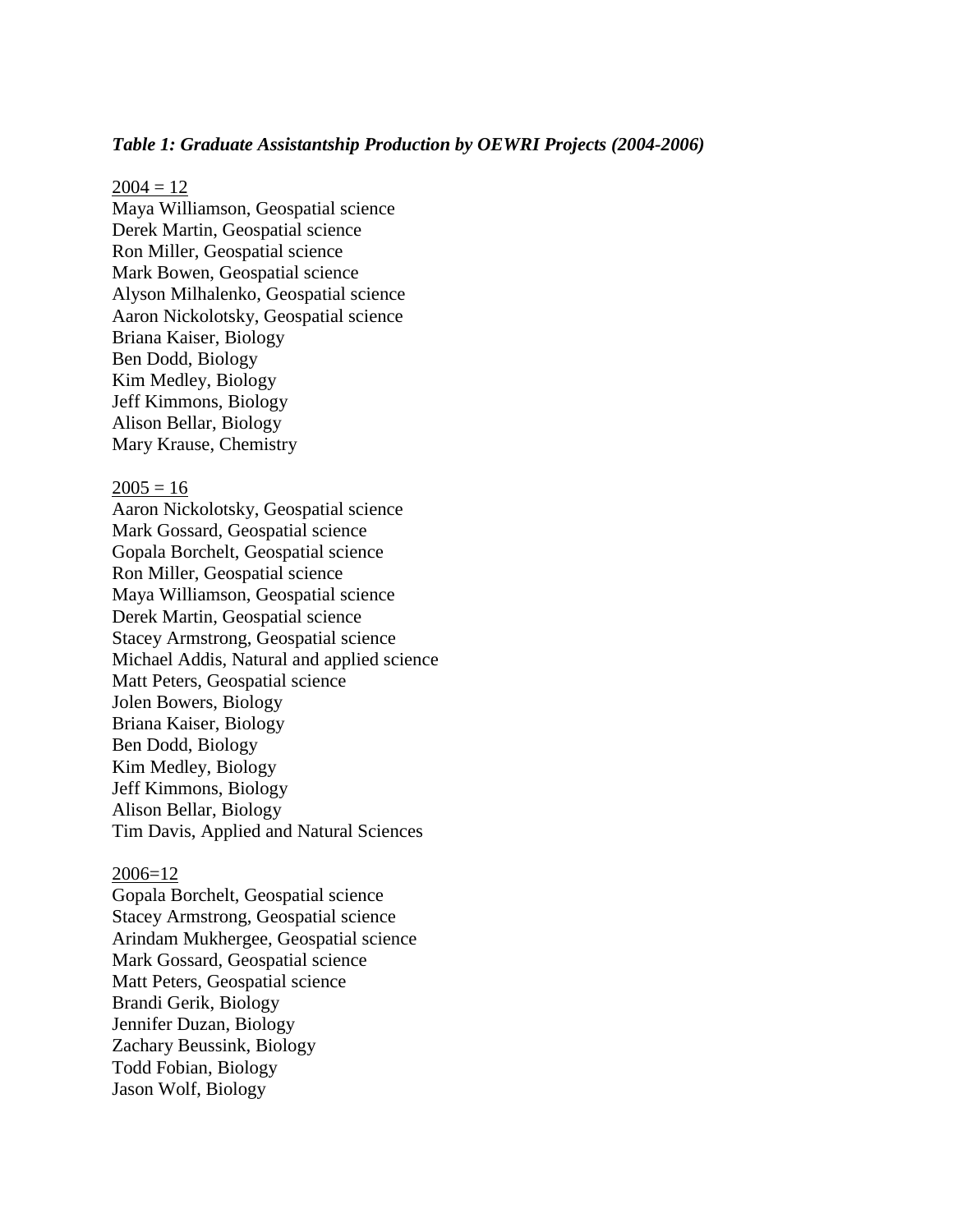***Table 1: Graduate Assistantship Production by OEWRI Projects (2004-2006)***

<u>2004 = 12</u>
Maya Williamson, Geospatial science
Derek Martin, Geospatial science
Ron Miller, Geospatial science
Mark Bowen, Geospatial science
Alyson Milhalenko, Geospatial science
Aaron Nickolotsky, Geospatial science
Briana Kaiser, Biology
Ben Dodd, Biology
Kim Medley, Biology
Jeff Kimmons, Biology
Alison Bellar, Biology
Mary Krause, Chemistry

<u>2005 = 16</u>
Aaron Nickolotsky, Geospatial science
Mark Gossard, Geospatial science
Gopala Borchelt, Geospatial science
Ron Miller, Geospatial science
Maya Williamson, Geospatial science
Derek Martin, Geospatial science
Stacey Armstrong, Geospatial science
Michael Addis, Natural and applied science
Matt Peters, Geospatial science
Jolen Bowers, Biology
Briana Kaiser, Biology
Ben Dodd, Biology
Kim Medley, Biology
Jeff Kimmons, Biology
Alison Bellar, Biology
Tim Davis, Applied and Natural Sciences

<u>2006=12</u>
Gopala Borchelt, Geospatial science
Stacey Armstrong, Geospatial science
Arindam Mukhergee, Geospatial science
Mark Gossard, Geospatial science
Matt Peters, Geospatial science
Brandi Gerik, Biology
Jennifer Duzan, Biology
Zachary Beussink, Biology
Todd Fobian, Biology
Jason Wolf, Biology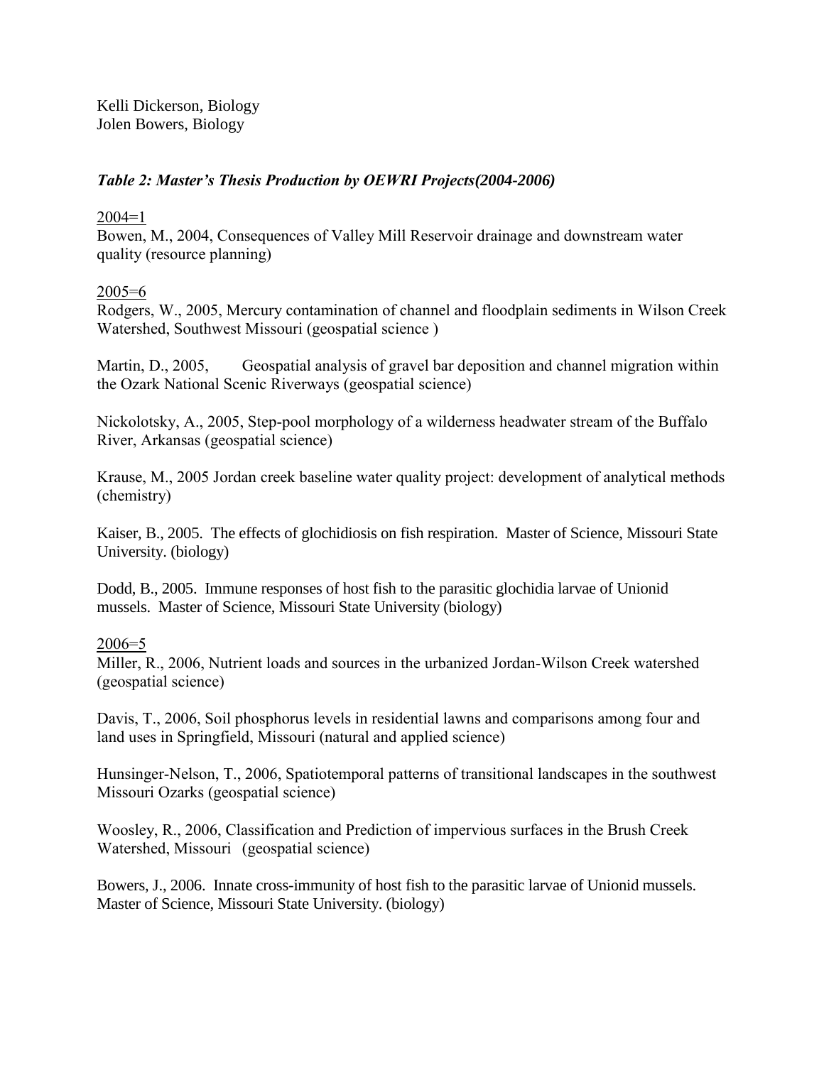Kelli Dickerson, Biology
Jolen Bowers, Biology

***Table 2: Master's Thesis Production by OEWRI Projects(2004-2006)***

2004=1

Bowen, M., 2004, Consequences of Valley Mill Reservoir drainage and downstream water quality (resource planning)

2005=6

Rodgers, W., 2005, Mercury contamination of channel and floodplain sediments in Wilson Creek Watershed, Southwest Missouri (geospatial science )

Martin, D., 2005, Geospatial analysis of gravel bar deposition and channel migration within the Ozark National Scenic Riverways (geospatial science)

Nickolotsky, A., 2005, Step-pool morphology of a wilderness headwater stream of the Buffalo River, Arkansas (geospatial science)

Krause, M., 2005 Jordan creek baseline water quality project: development of analytical methods (chemistry)

Kaiser, B., 2005. The effects of glochidiosis on fish respiration. Master of Science, Missouri State University. (biology)

Dodd, B., 2005. Immune responses of host fish to the parasitic glochidia larvae of Unionid mussels. Master of Science, Missouri State University (biology)

2006=5

Miller, R., 2006, Nutrient loads and sources in the urbanized Jordan-Wilson Creek watershed (geospatial science)

Davis, T., 2006, Soil phosphorus levels in residential lawns and comparisons among four and land uses in Springfield, Missouri (natural and applied science)

Hunsinger-Nelson, T., 2006, Spatiotemporal patterns of transitional landscapes in the southwest Missouri Ozarks (geospatial science)

Woosley, R., 2006, Classification and Prediction of impervious surfaces in the Brush Creek Watershed, Missouri (geospatial science)

Bowers, J., 2006. Innate cross-immunity of host fish to the parasitic larvae of Unionid mussels. Master of Science, Missouri State University. (biology)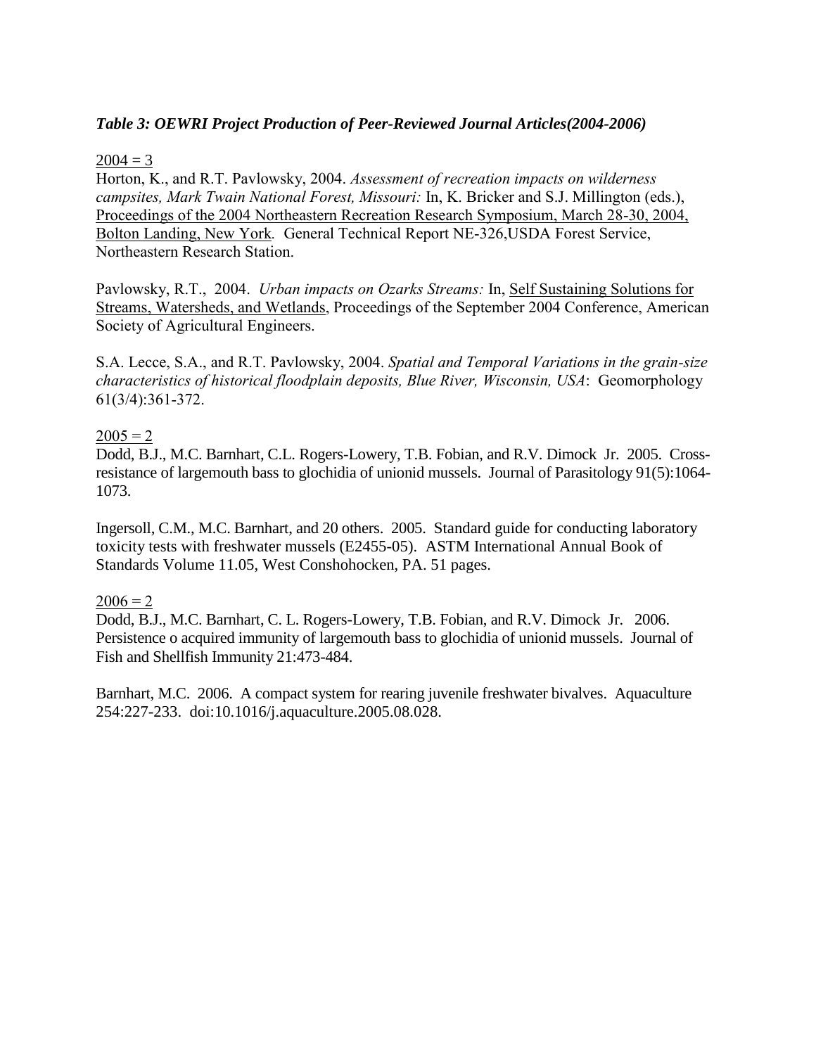***Table 3: OEWRI Project Production of Peer-Reviewed Journal Articles(2004-2006)***

<u>2004 = 3</u>

Horton, K., and R.T. Pavlowsky, 2004. *Assessment of recreation impacts on wilderness campsites, Mark Twain National Forest, Missouri:* In, K. Bricker and S.J. Millington (eds.), <u>Proceedings of the 2004 Northeastern Recreation Research Symposium, March 28-30, 2004, Bolton Landing, New York</u>*.* General Technical Report NE-326,USDA Forest Service, Northeastern Research Station.

Pavlowsky, R.T., 2004. *Urban impacts on Ozarks Streams:* In, <u>Self Sustaining Solutions for Streams, Watersheds, and Wetlands</u>, Proceedings of the September 2004 Conference, American Society of Agricultural Engineers.

S.A. Lecce, S.A., and R.T. Pavlowsky, 2004. *Spatial and Temporal Variations in the grain-size characteristics of historical floodplain deposits, Blue River, Wisconsin, USA*: Geomorphology 61(3/4):361-372.

<u>2005 = 2</u>

Dodd, B.J., M.C. Barnhart, C.L. Rogers-Lowery, T.B. Fobian, and R.V. Dimock Jr. 2005. Cross-resistance of largemouth bass to glochidia of unionid mussels. Journal of Parasitology 91(5):1064-1073.

Ingersoll, C.M., M.C. Barnhart, and 20 others. 2005. Standard guide for conducting laboratory toxicity tests with freshwater mussels (E2455-05). ASTM International Annual Book of Standards Volume 11.05, West Conshohocken, PA. 51 pages.

<u>2006 = 2</u>

Dodd, B.J., M.C. Barnhart, C. L. Rogers-Lowery, T.B. Fobian, and R.V. Dimock Jr. 2006. Persistence o acquired immunity of largemouth bass to glochidia of unionid mussels. Journal of Fish and Shellfish Immunity 21:473-484.

Barnhart, M.C. 2006. A compact system for rearing juvenile freshwater bivalves. Aquaculture 254:227-233. doi:10.1016/j.aquaculture.2005.08.028.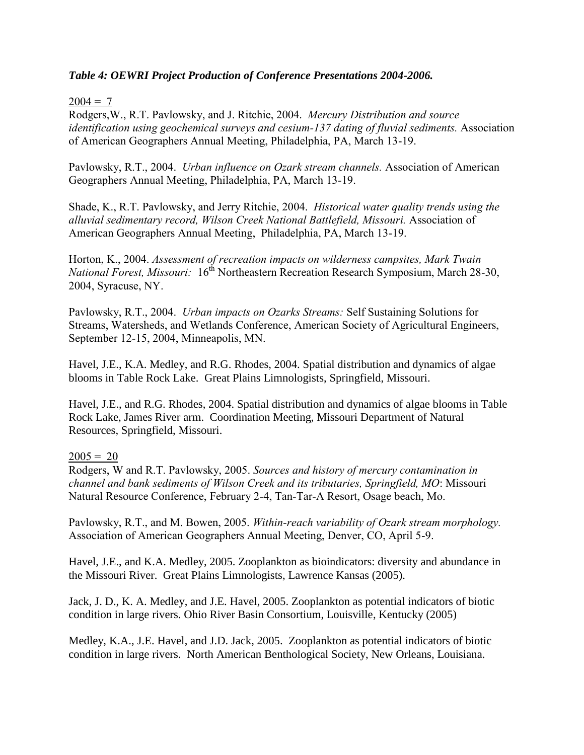***Table 4: OEWRI Project Production of Conference Presentations 2004-2006.***

2004 = 7

Rodgers,W., R.T. Pavlowsky, and J. Ritchie, 2004. *Mercury Distribution and source identification using geochemical surveys and cesium-137 dating of fluvial sediments.* Association of American Geographers Annual Meeting, Philadelphia, PA, March 13-19.

Pavlowsky, R.T., 2004. *Urban influence on Ozark stream channels.* Association of American Geographers Annual Meeting, Philadelphia, PA, March 13-19.

Shade, K., R.T. Pavlowsky, and Jerry Ritchie, 2004. *Historical water quality trends using the alluvial sedimentary record, Wilson Creek National Battlefield, Missouri.* Association of American Geographers Annual Meeting, Philadelphia, PA, March 13-19.

Horton, K., 2004. *Assessment of recreation impacts on wilderness campsites, Mark Twain National Forest, Missouri:* 16th Northeastern Recreation Research Symposium, March 28-30, 2004, Syracuse, NY.

Pavlowsky, R.T., 2004. *Urban impacts on Ozarks Streams:* Self Sustaining Solutions for Streams, Watersheds, and Wetlands Conference, American Society of Agricultural Engineers, September 12-15, 2004, Minneapolis, MN.

Havel, J.E., K.A. Medley, and R.G. Rhodes, 2004. Spatial distribution and dynamics of algae blooms in Table Rock Lake. Great Plains Limnologists, Springfield, Missouri.

Havel, J.E., and R.G. Rhodes, 2004. Spatial distribution and dynamics of algae blooms in Table Rock Lake, James River arm. Coordination Meeting, Missouri Department of Natural Resources, Springfield, Missouri.

2005 = 20

Rodgers, W and R.T. Pavlowsky, 2005. *Sources and history of mercury contamination in channel and bank sediments of Wilson Creek and its tributaries, Springfield, MO*: Missouri Natural Resource Conference, February 2-4, Tan-Tar-A Resort, Osage beach, Mo.

Pavlowsky, R.T., and M. Bowen, 2005. *Within-reach variability of Ozark stream morphology.* Association of American Geographers Annual Meeting, Denver, CO, April 5-9.

Havel, J.E., and K.A. Medley, 2005. Zooplankton as bioindicators: diversity and abundance in the Missouri River. Great Plains Limnologists, Lawrence Kansas (2005).

Jack, J. D., K. A. Medley, and J.E. Havel, 2005. Zooplankton as potential indicators of biotic condition in large rivers. Ohio River Basin Consortium, Louisville, Kentucky (2005)

Medley, K.A., J.E. Havel, and J.D. Jack, 2005. Zooplankton as potential indicators of biotic condition in large rivers. North American Benthological Society, New Orleans, Louisiana.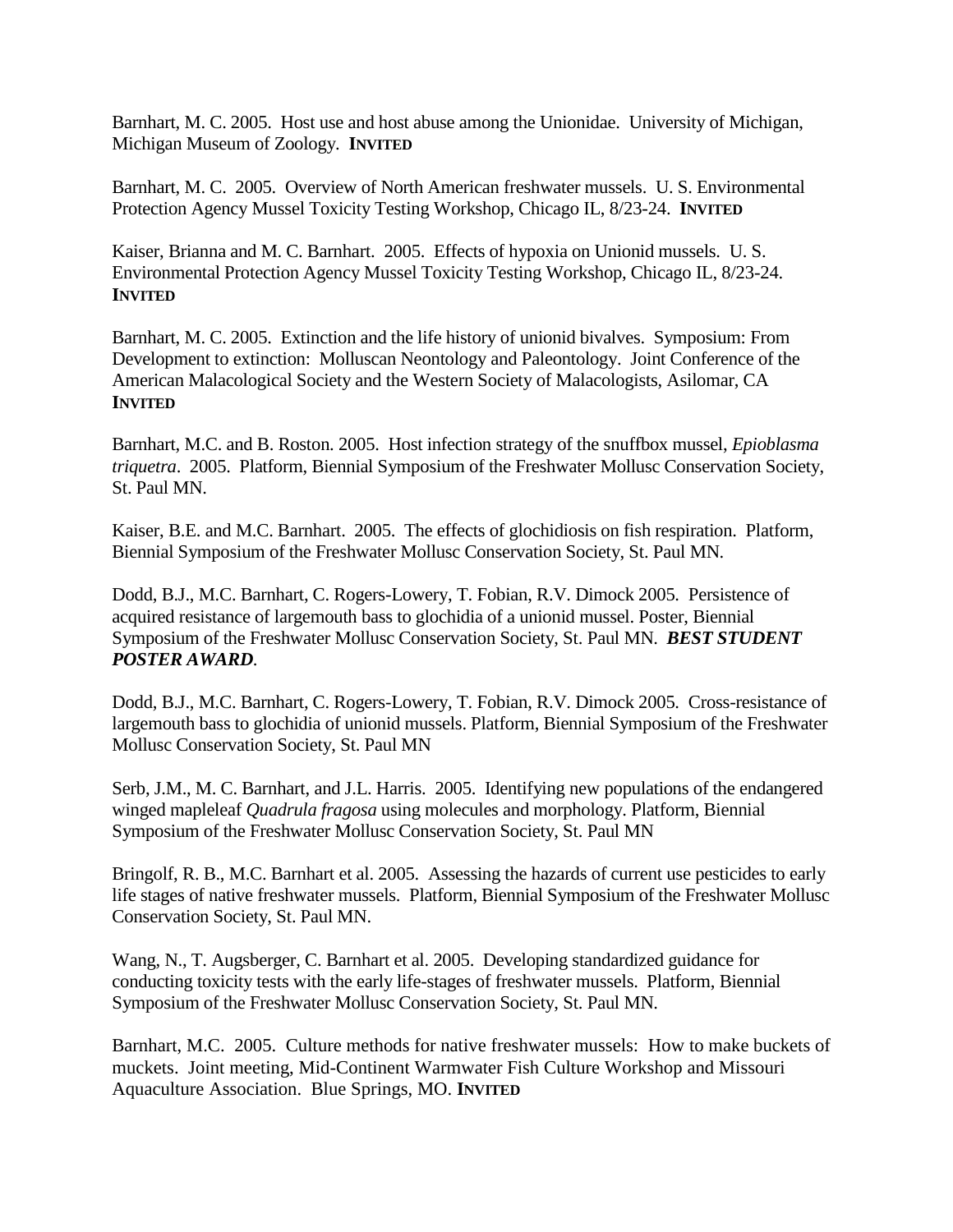Barnhart, M. C. 2005. Host use and host abuse among the Unionidae. University of Michigan, Michigan Museum of Zoology. **INVITED**

Barnhart, M. C. 2005. Overview of North American freshwater mussels. U. S. Environmental Protection Agency Mussel Toxicity Testing Workshop, Chicago IL, 8/23-24. **INVITED**

Kaiser, Brianna and M. C. Barnhart. 2005. Effects of hypoxia on Unionid mussels. U. S. Environmental Protection Agency Mussel Toxicity Testing Workshop, Chicago IL, 8/23-24. **INVITED**

Barnhart, M. C. 2005. Extinction and the life history of unionid bivalves. Symposium: From Development to extinction: Molluscan Neontology and Paleontology. Joint Conference of the American Malacological Society and the Western Society of Malacologists, Asilomar, CA **INVITED**

Barnhart, M.C. and B. Roston. 2005. Host infection strategy of the snuffbox mussel, *Epioblasma triquetra*. 2005. Platform, Biennial Symposium of the Freshwater Mollusc Conservation Society, St. Paul MN.

Kaiser, B.E. and M.C. Barnhart. 2005. The effects of glochidiosis on fish respiration. Platform, Biennial Symposium of the Freshwater Mollusc Conservation Society, St. Paul MN.

Dodd, B.J., M.C. Barnhart, C. Rogers-Lowery, T. Fobian, R.V. Dimock 2005. Persistence of acquired resistance of largemouth bass to glochidia of a unionid mussel. Poster, Biennial Symposium of the Freshwater Mollusc Conservation Society, St. Paul MN. ***BEST STUDENT POSTER AWARD***.

Dodd, B.J., M.C. Barnhart, C. Rogers-Lowery, T. Fobian, R.V. Dimock 2005. Cross-resistance of largemouth bass to glochidia of unionid mussels. Platform, Biennial Symposium of the Freshwater Mollusc Conservation Society, St. Paul MN

Serb, J.M., M. C. Barnhart, and J.L. Harris. 2005. Identifying new populations of the endangered winged mapleleaf *Quadrula fragosa* using molecules and morphology. Platform, Biennial Symposium of the Freshwater Mollusc Conservation Society, St. Paul MN

Bringolf, R. B., M.C. Barnhart et al. 2005. Assessing the hazards of current use pesticides to early life stages of native freshwater mussels. Platform, Biennial Symposium of the Freshwater Mollusc Conservation Society, St. Paul MN.

Wang, N., T. Augsberger, C. Barnhart et al. 2005. Developing standardized guidance for conducting toxicity tests with the early life-stages of freshwater mussels. Platform, Biennial Symposium of the Freshwater Mollusc Conservation Society, St. Paul MN.

Barnhart, M.C. 2005. Culture methods for native freshwater mussels: How to make buckets of muckets. Joint meeting, Mid-Continent Warmwater Fish Culture Workshop and Missouri Aquaculture Association. Blue Springs, MO. **INVITED**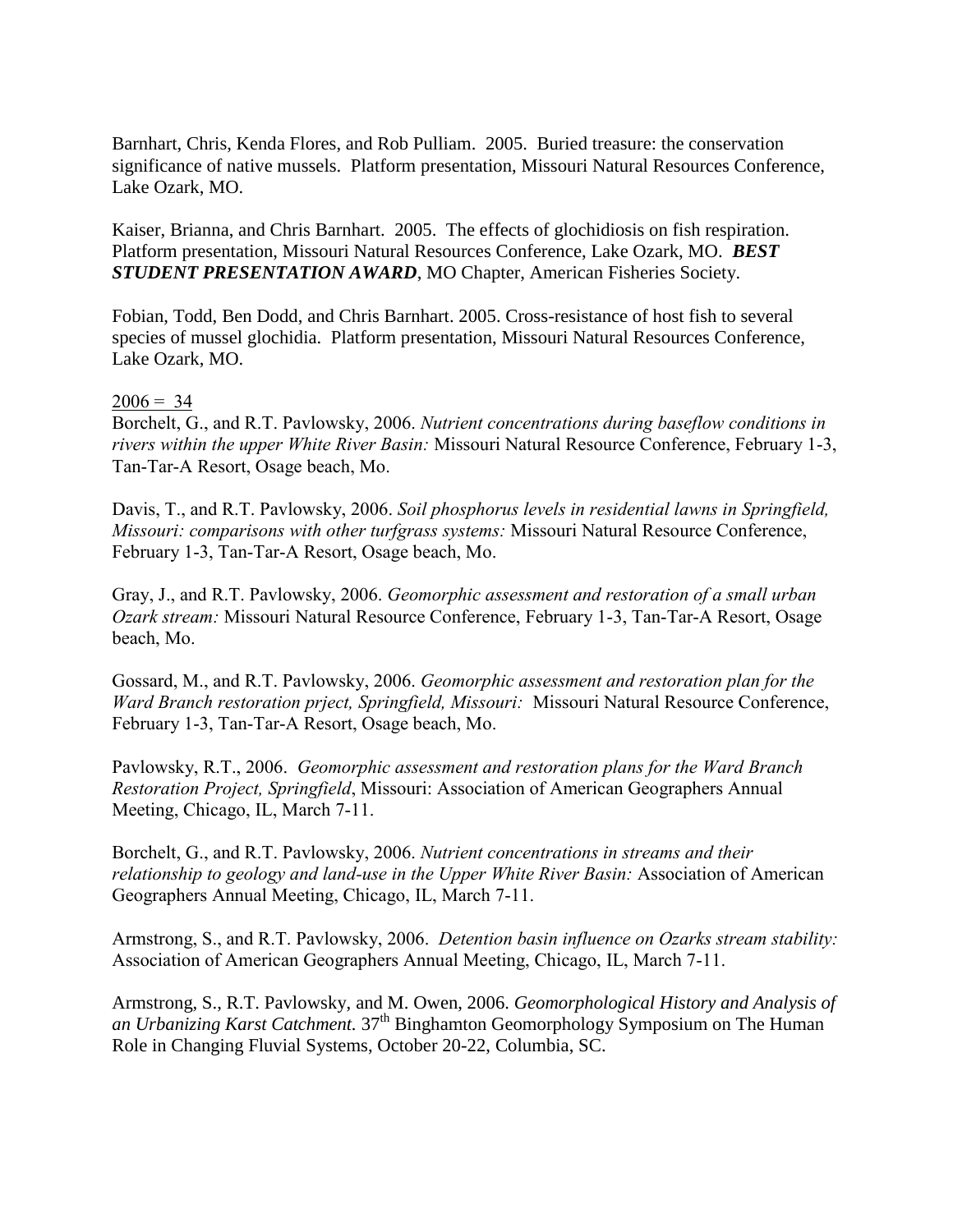Barnhart, Chris, Kenda Flores, and Rob Pulliam. 2005. Buried treasure: the conservation significance of native mussels. Platform presentation, Missouri Natural Resources Conference, Lake Ozark, MO.

Kaiser, Brianna, and Chris Barnhart. 2005. The effects of glochidiosis on fish respiration. Platform presentation, Missouri Natural Resources Conference, Lake Ozark, MO. ***BEST STUDENT PRESENTATION AWARD***, MO Chapter, American Fisheries Society.

Fobian, Todd, Ben Dodd, and Chris Barnhart. 2005. Cross-resistance of host fish to several species of mussel glochidia. Platform presentation, Missouri Natural Resources Conference, Lake Ozark, MO.

2006 = 34

Borchelt, G., and R.T. Pavlowsky, 2006. *Nutrient concentrations during baseflow conditions in rivers within the upper White River Basin:* Missouri Natural Resource Conference, February 1-3, Tan-Tar-A Resort, Osage beach, Mo.

Davis, T., and R.T. Pavlowsky, 2006. *Soil phosphorus levels in residential lawns in Springfield, Missouri: comparisons with other turfgrass systems:* Missouri Natural Resource Conference, February 1-3, Tan-Tar-A Resort, Osage beach, Mo.

Gray, J., and R.T. Pavlowsky, 2006. *Geomorphic assessment and restoration of a small urban Ozark stream:* Missouri Natural Resource Conference, February 1-3, Tan-Tar-A Resort, Osage beach, Mo.

Gossard, M., and R.T. Pavlowsky, 2006. *Geomorphic assessment and restoration plan for the Ward Branch restoration prject, Springfield, Missouri:* Missouri Natural Resource Conference, February 1-3, Tan-Tar-A Resort, Osage beach, Mo.

Pavlowsky, R.T., 2006. *Geomorphic assessment and restoration plans for the Ward Branch Restoration Project, Springfield*, Missouri: Association of American Geographers Annual Meeting, Chicago, IL, March 7-11.

Borchelt, G., and R.T. Pavlowsky, 2006. *Nutrient concentrations in streams and their relationship to geology and land-use in the Upper White River Basin:* Association of American Geographers Annual Meeting, Chicago, IL, March 7-11.

Armstrong, S., and R.T. Pavlowsky, 2006. *Detention basin influence on Ozarks stream stability:* Association of American Geographers Annual Meeting, Chicago, IL, March 7-11.

Armstrong, S., R.T. Pavlowsky, and M. Owen, 2006. *Geomorphological History and Analysis of an Urbanizing Karst Catchment.* 37th Binghamton Geomorphology Symposium on The Human Role in Changing Fluvial Systems, October 20-22, Columbia, SC.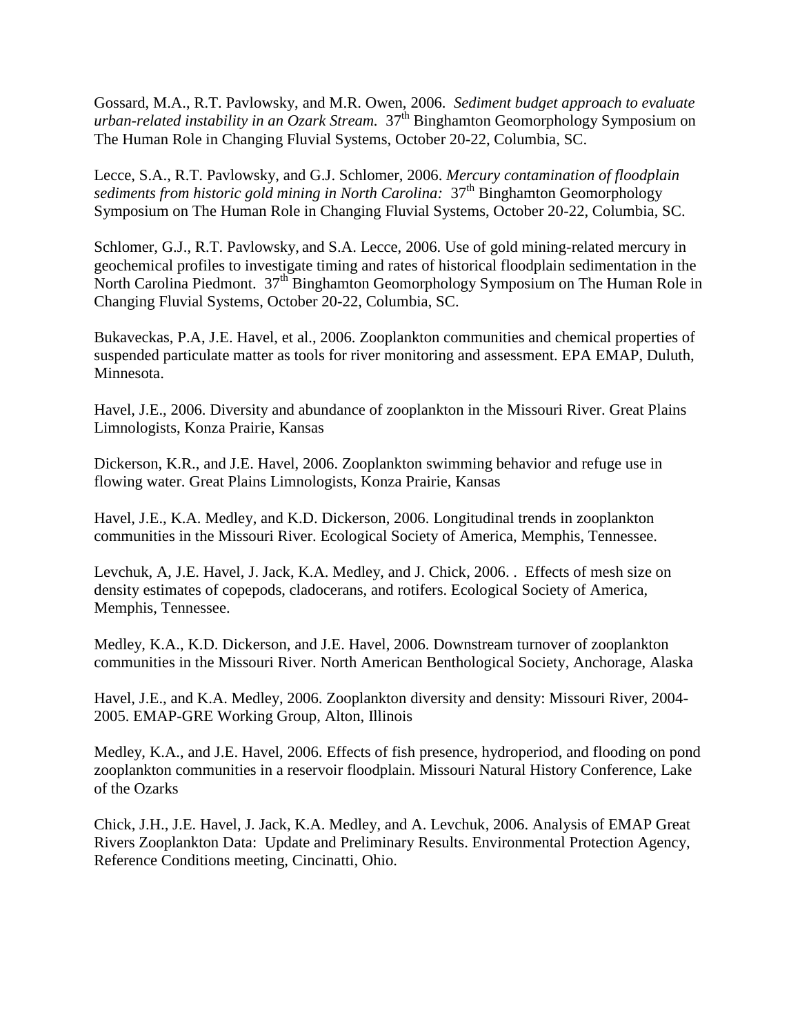Gossard, M.A., R.T. Pavlowsky, and M.R. Owen, 2006. *Sediment budget approach to evaluate urban-related instability in an Ozark Stream.* 37th Binghamton Geomorphology Symposium on The Human Role in Changing Fluvial Systems, October 20-22, Columbia, SC.

Lecce, S.A., R.T. Pavlowsky, and G.J. Schlomer, 2006. *Mercury contamination of floodplain sediments from historic gold mining in North Carolina:* 37th Binghamton Geomorphology Symposium on The Human Role in Changing Fluvial Systems, October 20-22, Columbia, SC.

Schlomer, G.J., R.T. Pavlowsky, and S.A. Lecce, 2006. Use of gold mining-related mercury in geochemical profiles to investigate timing and rates of historical floodplain sedimentation in the North Carolina Piedmont. 37th Binghamton Geomorphology Symposium on The Human Role in Changing Fluvial Systems, October 20-22, Columbia, SC.

Bukaveckas, P.A, J.E. Havel, et al., 2006. Zooplankton communities and chemical properties of suspended particulate matter as tools for river monitoring and assessment. EPA EMAP, Duluth, Minnesota.

Havel, J.E., 2006. Diversity and abundance of zooplankton in the Missouri River. Great Plains Limnologists, Konza Prairie, Kansas

Dickerson, K.R., and J.E. Havel, 2006. Zooplankton swimming behavior and refuge use in flowing water. Great Plains Limnologists, Konza Prairie, Kansas

Havel, J.E., K.A. Medley, and K.D. Dickerson, 2006. Longitudinal trends in zooplankton communities in the Missouri River. Ecological Society of America, Memphis, Tennessee.

Levchuk, A, J.E. Havel, J. Jack, K.A. Medley, and J. Chick, 2006. . Effects of mesh size on density estimates of copepods, cladocerans, and rotifers. Ecological Society of America, Memphis, Tennessee.

Medley, K.A., K.D. Dickerson, and J.E. Havel, 2006. Downstream turnover of zooplankton communities in the Missouri River. North American Benthological Society, Anchorage, Alaska

Havel, J.E., and K.A. Medley, 2006. Zooplankton diversity and density: Missouri River, 2004-2005. EMAP-GRE Working Group, Alton, Illinois

Medley, K.A., and J.E. Havel, 2006. Effects of fish presence, hydroperiod, and flooding on pond zooplankton communities in a reservoir floodplain. Missouri Natural History Conference, Lake of the Ozarks

Chick, J.H., J.E. Havel, J. Jack, K.A. Medley, and A. Levchuk, 2006. Analysis of EMAP Great Rivers Zooplankton Data: Update and Preliminary Results. Environmental Protection Agency, Reference Conditions meeting, Cincinatti, Ohio.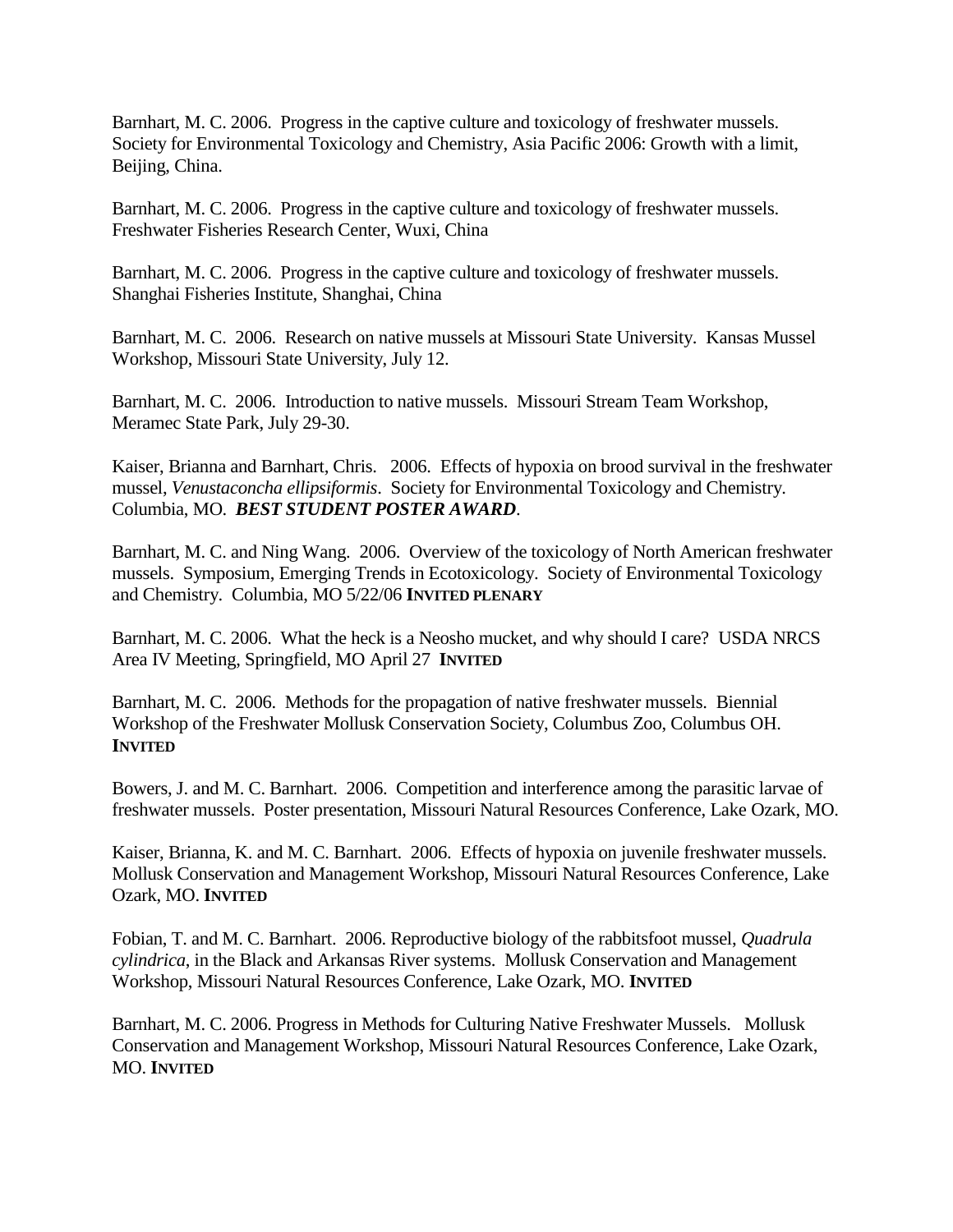Barnhart, M. C. 2006. Progress in the captive culture and toxicology of freshwater mussels. Society for Environmental Toxicology and Chemistry, Asia Pacific 2006: Growth with a limit, Beijing, China.

Barnhart, M. C. 2006. Progress in the captive culture and toxicology of freshwater mussels. Freshwater Fisheries Research Center, Wuxi, China

Barnhart, M. C. 2006. Progress in the captive culture and toxicology of freshwater mussels. Shanghai Fisheries Institute, Shanghai, China

Barnhart, M. C. 2006. Research on native mussels at Missouri State University. Kansas Mussel Workshop, Missouri State University, July 12.

Barnhart, M. C. 2006. Introduction to native mussels. Missouri Stream Team Workshop, Meramec State Park, July 29-30.

Kaiser, Brianna and Barnhart, Chris. 2006. Effects of hypoxia on brood survival in the freshwater mussel, *Venustaconcha ellipsiformis*. Society for Environmental Toxicology and Chemistry. Columbia, MO. ***BEST STUDENT POSTER AWARD***.

Barnhart, M. C. and Ning Wang. 2006. Overview of the toxicology of North American freshwater mussels. Symposium, Emerging Trends in Ecotoxicology. Society of Environmental Toxicology and Chemistry. Columbia, MO 5/22/06 **INVITED PLENARY**

Barnhart, M. C. 2006. What the heck is a Neosho mucket, and why should I care? USDA NRCS Area IV Meeting, Springfield, MO April 27 **INVITED**

Barnhart, M. C. 2006. Methods for the propagation of native freshwater mussels. Biennial Workshop of the Freshwater Mollusk Conservation Society, Columbus Zoo, Columbus OH. **INVITED**

Bowers, J. and M. C. Barnhart. 2006. Competition and interference among the parasitic larvae of freshwater mussels. Poster presentation, Missouri Natural Resources Conference, Lake Ozark, MO.

Kaiser, Brianna, K. and M. C. Barnhart. 2006. Effects of hypoxia on juvenile freshwater mussels. Mollusk Conservation and Management Workshop, Missouri Natural Resources Conference, Lake Ozark, MO. **INVITED**

Fobian, T. and M. C. Barnhart. 2006. Reproductive biology of the rabbitsfoot mussel, *Quadrula cylindrica*, in the Black and Arkansas River systems. Mollusk Conservation and Management Workshop, Missouri Natural Resources Conference, Lake Ozark, MO. **INVITED**

Barnhart, M. C. 2006. Progress in Methods for Culturing Native Freshwater Mussels. Mollusk Conservation and Management Workshop, Missouri Natural Resources Conference, Lake Ozark, MO. **INVITED**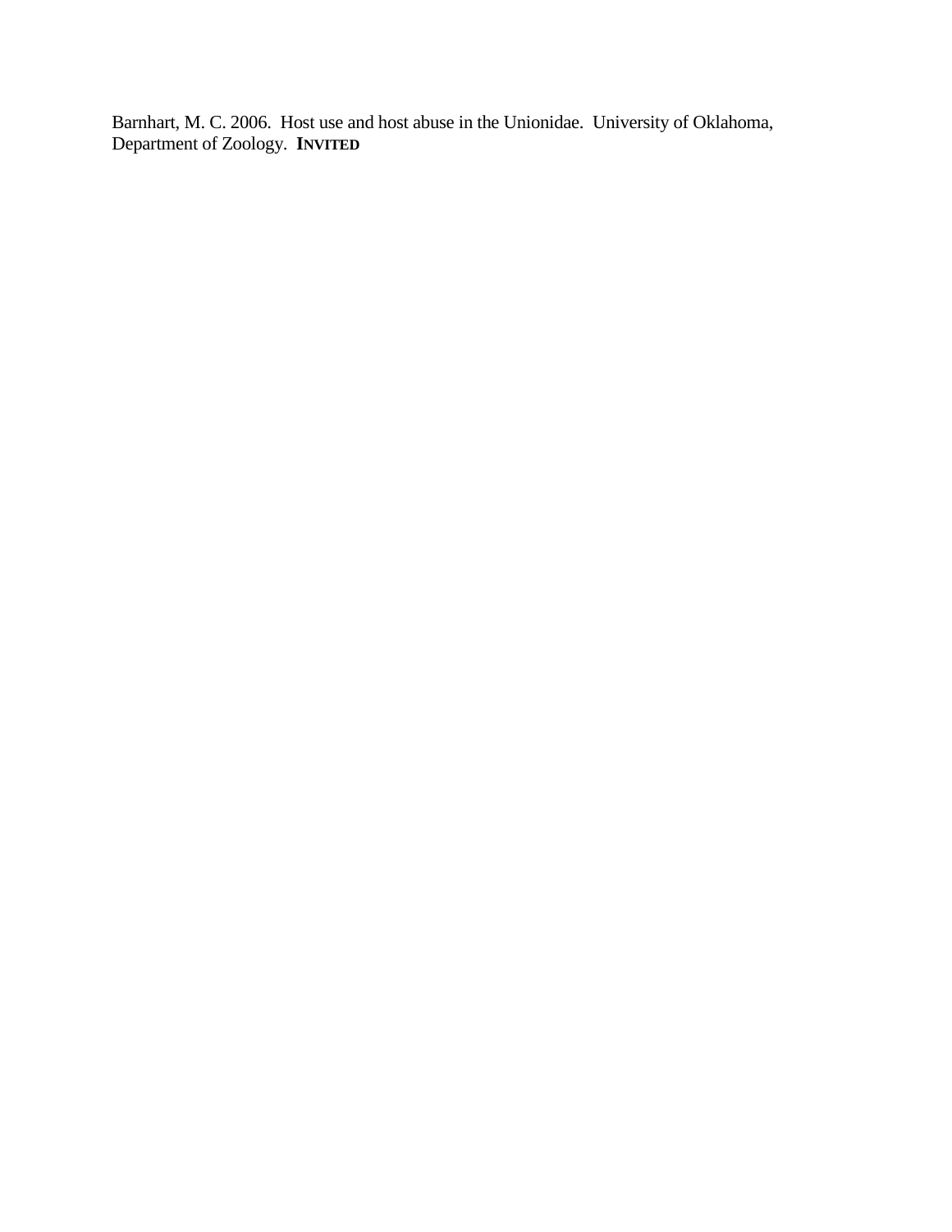Barnhart, M. C. 2006. Host use and host abuse in the Unionidae. University of Oklahoma, Department of Zoology. **INVITED**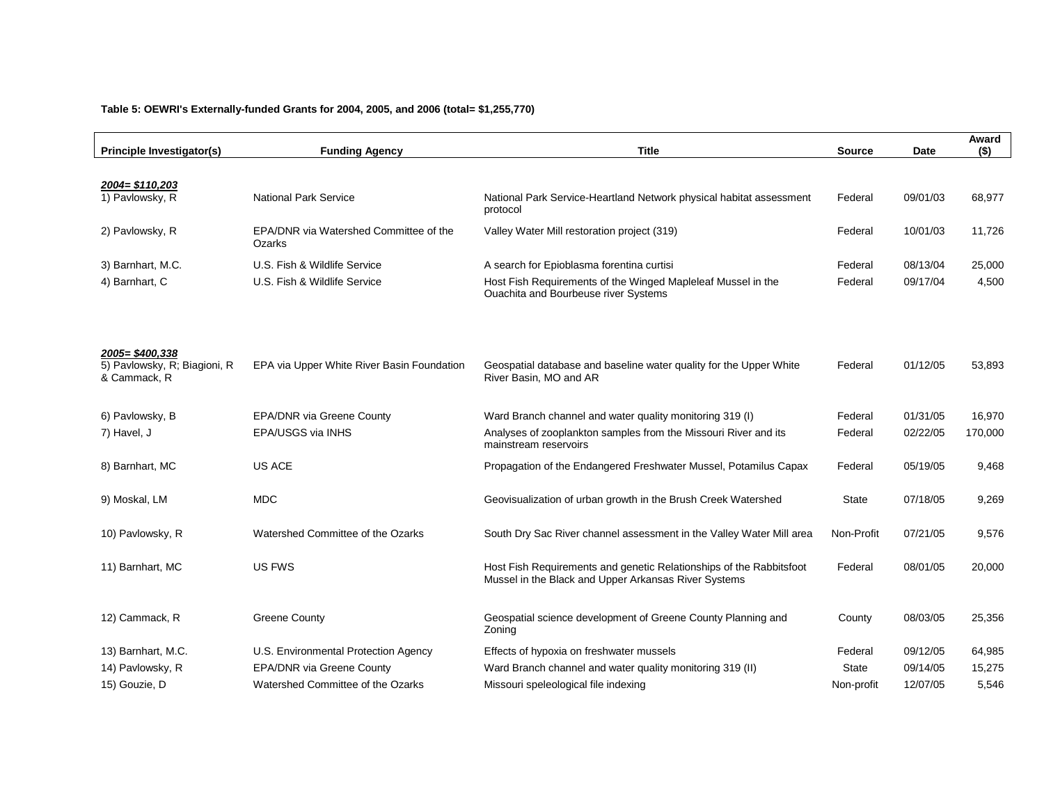**Table 5: OEWRI's Externally-funded Grants for 2004, 2005, and 2006 (total= $1,255,770)**

| Principle Investigator(s) | Funding Agency | Title | Source | Date | Award ($) |
|---|---|---|---|---|---|
| ***2004= $110,203*** | | | | | |
| 1) Pavlowsky, R | National Park Service | National Park Service-Heartland Network physical habitat assessment protocol | Federal | 09/01/03 | 68,977 |
| 2) Pavlowsky, R | EPA/DNR via Watershed Committee of the Ozarks | Valley Water Mill restoration project (319) | Federal | 10/01/03 | 11,726 |
| 3) Barnhart, M.C. | U.S. Fish & Wildlife Service | A search for Epioblasma forentina curtisi | Federal | 08/13/04 | 25,000 |
| 4) Barnhart, C | U.S. Fish & Wildlife Service | Host Fish Requirements of the Winged Mapleleaf Mussel in the Ouachita and Bourbeuse river Systems | Federal | 09/17/04 | 4,500 |
| ***2005= $400,338*** | | | | | |
| 5) Pavlowsky, R; Biagioni, R & Cammack, R | EPA via Upper White River Basin Foundation | Geospatial database and baseline water quality for the Upper White River Basin, MO and AR | Federal | 01/12/05 | 53,893 |
| 6) Pavlowsky, B | EPA/DNR via Greene County | Ward Branch channel and water quality monitoring 319 (I) | Federal | 01/31/05 | 16,970 |
| 7) Havel, J | EPA/USGS via INHS | Analyses of zooplankton samples from the Missouri River and its mainstream reservoirs | Federal | 02/22/05 | 170,000 |
| 8) Barnhart, MC | US ACE | Propagation of the Endangered Freshwater Mussel, Potamilus Capax | Federal | 05/19/05 | 9,468 |
| 9) Moskal, LM | MDC | Geovisualization of urban growth in the Brush Creek Watershed | State | 07/18/05 | 9,269 |
| 10) Pavlowsky, R | Watershed Committee of the Ozarks | South Dry Sac River channel assessment in the Valley Water Mill area | Non-Profit | 07/21/05 | 9,576 |
| 11) Barnhart, MC | US FWS | Host Fish Requirements and genetic Relationships of the Rabbitsfoot Mussel in the Black and Upper Arkansas River Systems | Federal | 08/01/05 | 20,000 |
| 12) Cammack, R | Greene County | Geospatial science development of Greene County Planning and Zoning | County | 08/03/05 | 25,356 |
| 13) Barnhart, M.C. | U.S. Environmental Protection Agency | Effects of hypoxia on freshwater mussels | Federal | 09/12/05 | 64,985 |
| 14) Pavlowsky, R | EPA/DNR via Greene County | Ward Branch channel and water quality monitoring 319 (II) | State | 09/14/05 | 15,275 |
| 15) Gouzie, D | Watershed Committee of the Ozarks | Missouri speleological file indexing | Non-profit | 12/07/05 | 5,546 |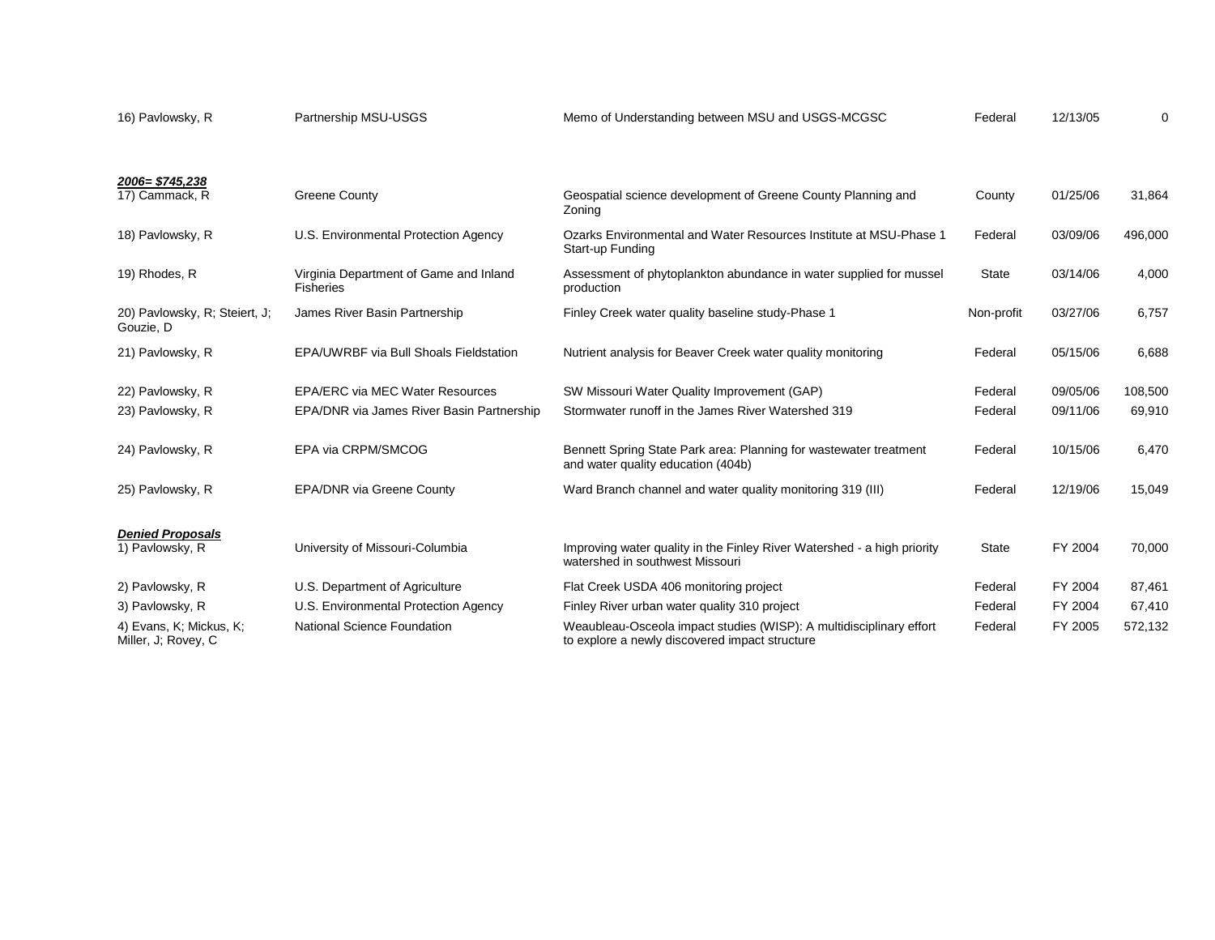| | | | | | |
|---|---|---|---|---|---|
| 16) Pavlowsky, R | Partnership MSU-USGS | Memo of Understanding between MSU and USGS-MCGSC | Federal | 12/13/05 | 0 |

***2006= $745,238***

| | | | | | |
|---|---|---|---|---|---|
| 17) Cammack, R | Greene County | Geospatial science development of Greene County Planning and Zoning | County | 01/25/06 | 31,864 |
| 18) Pavlowsky, R | U.S. Environmental Protection Agency | Ozarks Environmental and Water Resources Institute at MSU-Phase 1 Start-up Funding | Federal | 03/09/06 | 496,000 |
| 19) Rhodes, R | Virginia Department of Game and Inland Fisheries | Assessment of phytoplankton abundance in water supplied for mussel production | State | 03/14/06 | 4,000 |
| 20) Pavlowsky, R; Steiert, J; Gouzie, D | James River Basin Partnership | Finley Creek water quality baseline study-Phase 1 | Non-profit | 03/27/06 | 6,757 |
| 21) Pavlowsky, R | EPA/UWRBF via Bull Shoals Fieldstation | Nutrient analysis for Beaver Creek water quality monitoring | Federal | 05/15/06 | 6,688 |
| 22) Pavlowsky, R | EPA/ERC via MEC Water Resources | SW Missouri Water Quality Improvement (GAP) | Federal | 09/05/06 | 108,500 |
| 23) Pavlowsky, R | EPA/DNR via James River Basin Partnership | Stormwater runoff in the James River Watershed 319 | Federal | 09/11/06 | 69,910 |
| 24) Pavlowsky, R | EPA via CRPM/SMCOG | Bennett Spring State Park area: Planning for wastewater treatment and water quality education (404b) | Federal | 10/15/06 | 6,470 |
| 25) Pavlowsky, R | EPA/DNR via Greene County | Ward Branch channel and water quality monitoring 319 (III) | Federal | 12/19/06 | 15,049 |

***Denied Proposals***

| | | | | | |
|---|---|---|---|---|---|
| 1) Pavlowsky, R | University of Missouri-Columbia | Improving water quality in the Finley River Watershed - a high priority watershed in southwest Missouri | State | FY 2004 | 70,000 |
| 2) Pavlowsky, R | U.S. Department of Agriculture | Flat Creek USDA 406 monitoring project | Federal | FY 2004 | 87,461 |
| 3) Pavlowsky, R | U.S. Environmental Protection Agency | Finley River urban water quality 310 project | Federal | FY 2004 | 67,410 |
| 4) Evans, K; Mickus, K; Miller, J; Rovey, C | National Science Foundation | Weaubleau-Osceola impact studies (WISP): A multidisciplinary effort to explore a newly discovered impact structure | Federal | FY 2005 | 572,132 |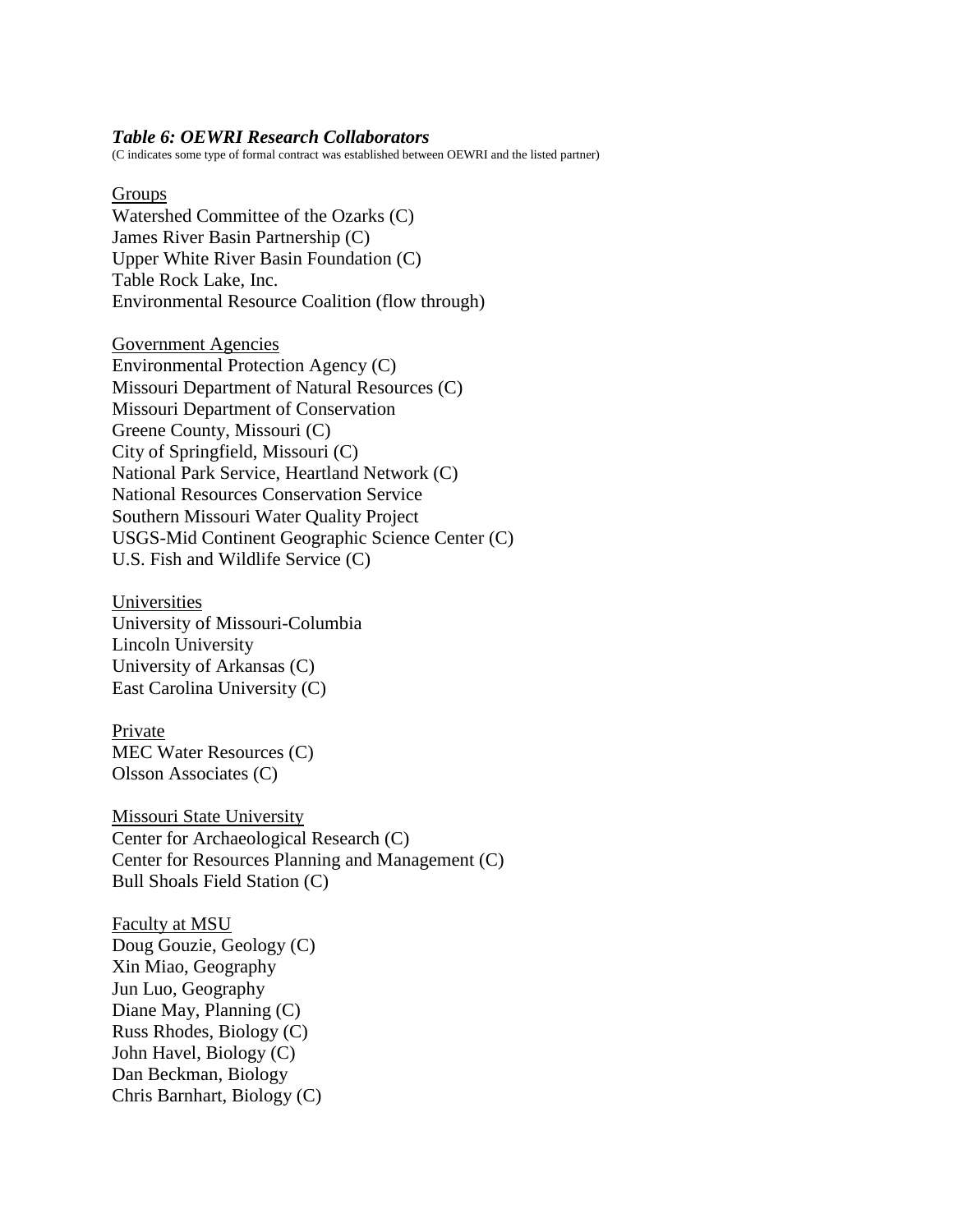***Table 6: OEWRI Research Collaborators***

(C indicates some type of formal contract was established between OEWRI and the listed partner)

<u>Groups</u>

Watershed Committee of the Ozarks (C)
James River Basin Partnership (C)
Upper White River Basin Foundation (C)
Table Rock Lake, Inc.
Environmental Resource Coalition (flow through)

<u>Government Agencies</u>

Environmental Protection Agency (C)
Missouri Department of Natural Resources (C)
Missouri Department of Conservation
Greene County, Missouri (C)
City of Springfield, Missouri (C)
National Park Service, Heartland Network (C)
National Resources Conservation Service
Southern Missouri Water Quality Project
USGS-Mid Continent Geographic Science Center (C)
U.S. Fish and Wildlife Service (C)

<u>Universities</u>

University of Missouri-Columbia
Lincoln University
University of Arkansas (C)
East Carolina University (C)

<u>Private</u>

MEC Water Resources (C)
Olsson Associates (C)

<u>Missouri State University</u>

Center for Archaeological Research (C)
Center for Resources Planning and Management (C)
Bull Shoals Field Station (C)

<u>Faculty at MSU</u>

Doug Gouzie, Geology (C)
Xin Miao, Geography
Jun Luo, Geography
Diane May, Planning (C)
Russ Rhodes, Biology (C)
John Havel, Biology (C)
Dan Beckman, Biology
Chris Barnhart, Biology (C)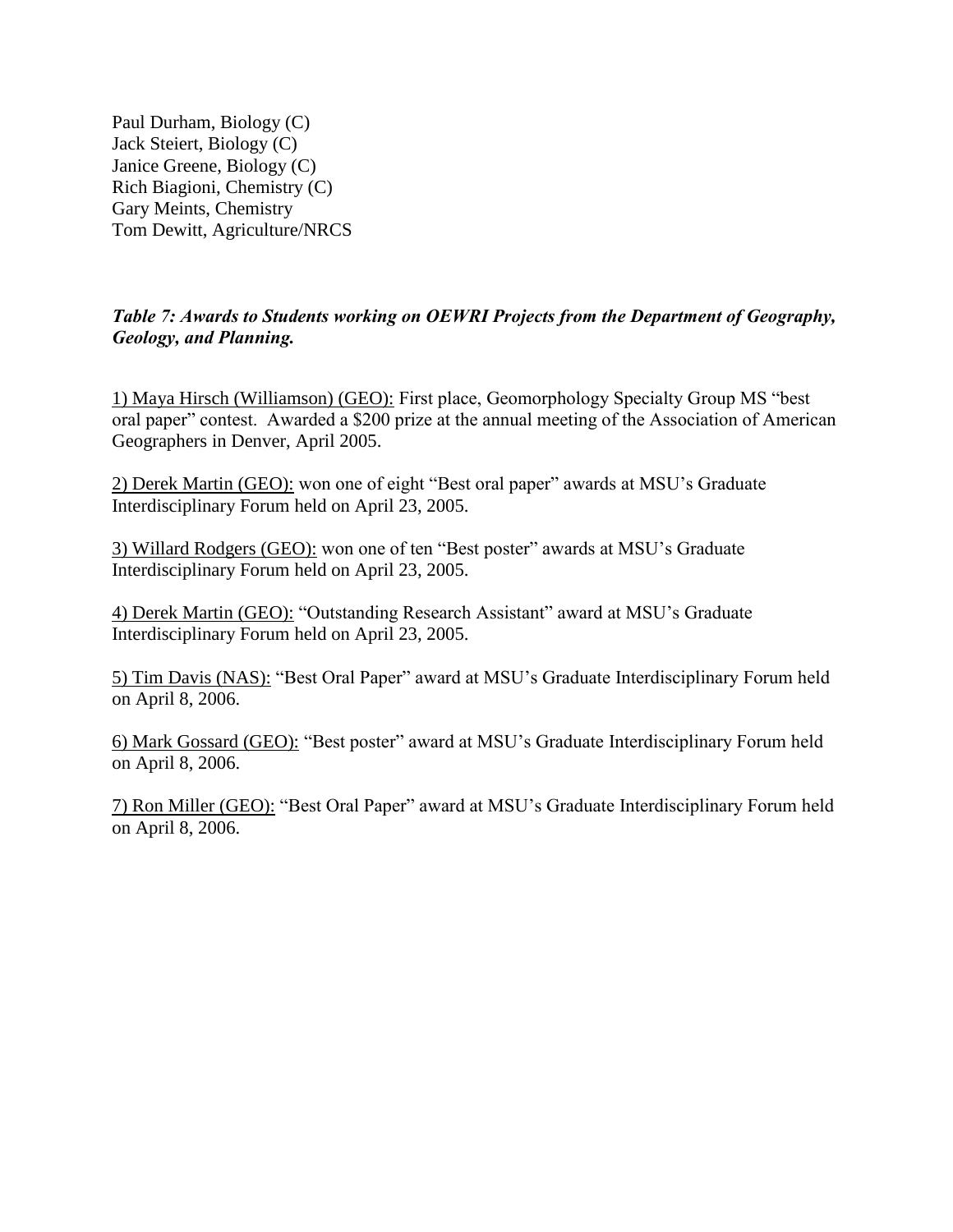Paul Durham, Biology (C)  
Jack Steiert, Biology (C)  
Janice Greene, Biology (C)  
Rich Biagioni, Chemistry (C)  
Gary Meints, Chemistry  
Tom Dewitt, Agriculture/NRCS

***Table 7: Awards to Students working on OEWRI Projects from the Department of Geography, Geology, and Planning.***

1) <u>Maya Hirsch (Williamson) (GEO):</u> First place, Geomorphology Specialty Group MS "best oral paper" contest. Awarded a $200 prize at the annual meeting of the Association of American Geographers in Denver, April 2005.

2) <u>Derek Martin (GEO):</u> won one of eight "Best oral paper" awards at MSU's Graduate Interdisciplinary Forum held on April 23, 2005.

3) <u>Willard Rodgers (GEO):</u> won one of ten "Best poster" awards at MSU's Graduate Interdisciplinary Forum held on April 23, 2005.

4) <u>Derek Martin (GEO):</u> "Outstanding Research Assistant" award at MSU's Graduate Interdisciplinary Forum held on April 23, 2005.

5) <u>Tim Davis (NAS):</u> "Best Oral Paper" award at MSU's Graduate Interdisciplinary Forum held on April 8, 2006.

6) <u>Mark Gossard (GEO):</u> "Best poster" award at MSU's Graduate Interdisciplinary Forum held on April 8, 2006.

7) <u>Ron Miller (GEO):</u> "Best Oral Paper" award at MSU's Graduate Interdisciplinary Forum held on April 8, 2006.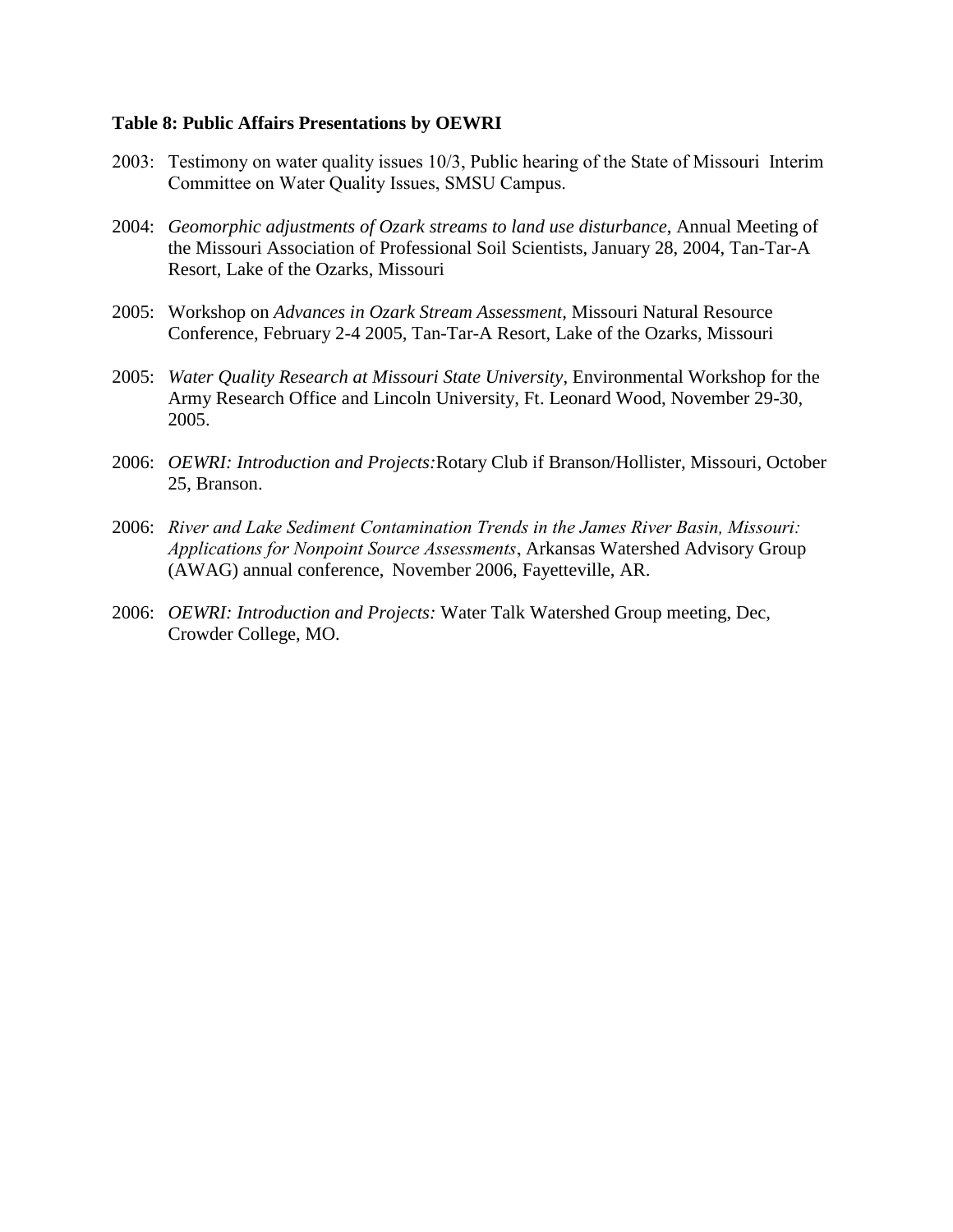**Table 8: Public Affairs Presentations by OEWRI**

2003: Testimony on water quality issues 10/3, Public hearing of the State of Missouri Interim Committee on Water Quality Issues, SMSU Campus.

2004: *Geomorphic adjustments of Ozark streams to land use disturbance*, Annual Meeting of the Missouri Association of Professional Soil Scientists, January 28, 2004, Tan-Tar-A Resort, Lake of the Ozarks, Missouri

2005: Workshop on *Advances in Ozark Stream Assessment*, Missouri Natural Resource Conference, February 2-4 2005, Tan-Tar-A Resort, Lake of the Ozarks, Missouri

2005: *Water Quality Research at Missouri State University*, Environmental Workshop for the Army Research Office and Lincoln University, Ft. Leonard Wood, November 29-30, 2005.

2006: *OEWRI: Introduction and Projects:*Rotary Club if Branson/Hollister, Missouri, October 25, Branson.

2006: *River and Lake Sediment Contamination Trends in the James River Basin, Missouri: Applications for Nonpoint Source Assessments*, Arkansas Watershed Advisory Group (AWAG) annual conference, November 2006, Fayetteville, AR.

2006: *OEWRI: Introduction and Projects:* Water Talk Watershed Group meeting, Dec, Crowder College, MO.